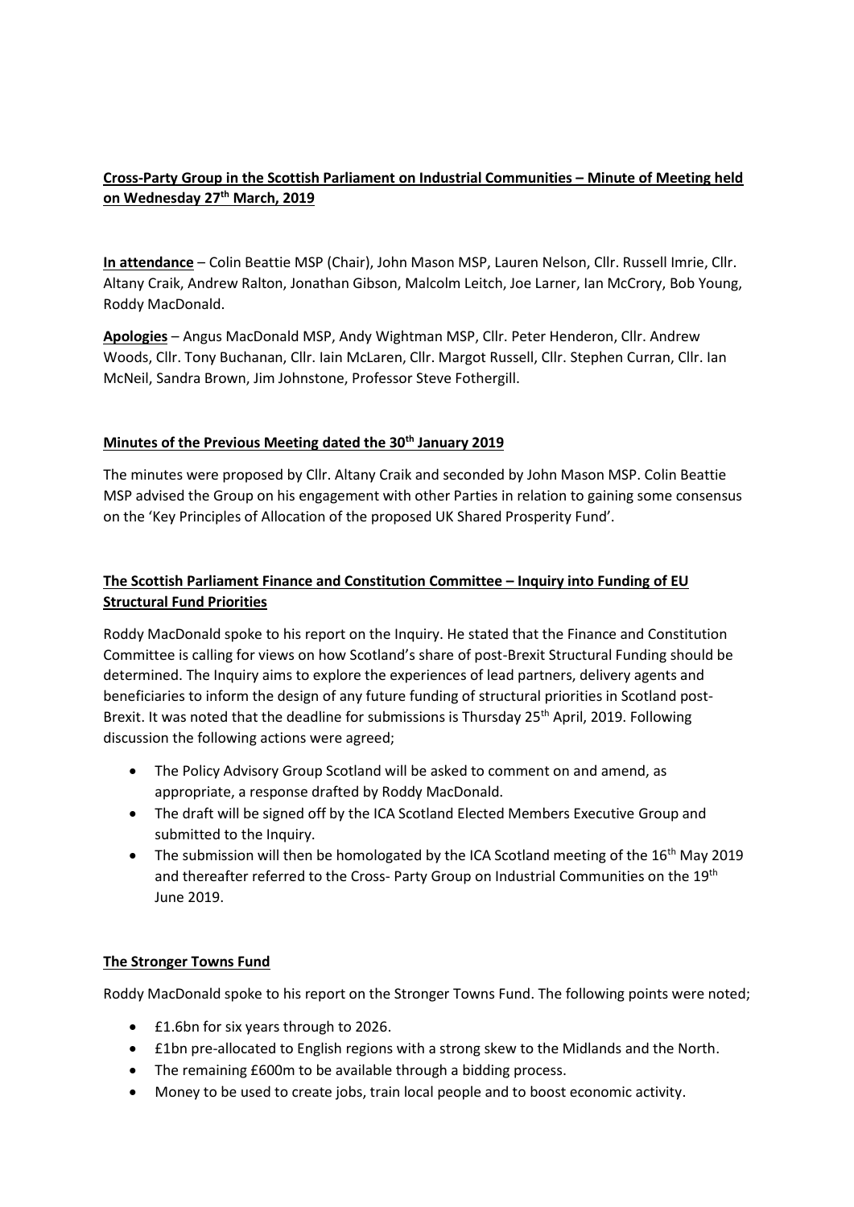**Cross-Party Group in the Scottish Parliament on Industrial Communities – Minute of Meeting held on Wednesday 27th March, 2019**

**In attendance** – Colin Beattie MSP (Chair), John Mason MSP, Lauren Nelson, Cllr. Russell Imrie, Cllr. Altany Craik, Andrew Ralton, Jonathan Gibson, Malcolm Leitch, Joe Larner, Ian McCrory, Bob Young, Roddy MacDonald.

**Apologies** – Angus MacDonald MSP, Andy Wightman MSP, Cllr. Peter Henderon, Cllr. Andrew Woods, Cllr. Tony Buchanan, Cllr. Iain McLaren, Cllr. Margot Russell, Cllr. Stephen Curran, Cllr. Ian McNeil, Sandra Brown, Jim Johnstone, Professor Steve Fothergill.

**Minutes of the Previous Meeting dated the 30th January 2019**

The minutes were proposed by Cllr. Altany Craik and seconded by John Mason MSP. Colin Beattie MSP advised the Group on his engagement with other Parties in relation to gaining some consensus on the 'Key Principles of Allocation of the proposed UK Shared Prosperity Fund'.

**The Scottish Parliament Finance and Constitution Committee – Inquiry into Funding of EU Structural Fund Priorities**

Roddy MacDonald spoke to his report on the Inquiry. He stated that the Finance and Constitution Committee is calling for views on how Scotland's share of post-Brexit Structural Funding should be determined. The Inquiry aims to explore the experiences of lead partners, delivery agents and beneficiaries to inform the design of any future funding of structural priorities in Scotland post-Brexit. It was noted that the deadline for submissions is Thursday 25th April, 2019. Following discussion the following actions were agreed;

- The Policy Advisory Group Scotland will be asked to comment on and amend, as appropriate, a response drafted by Roddy MacDonald.
- The draft will be signed off by the ICA Scotland Elected Members Executive Group and submitted to the Inquiry.
- The submission will then be homologated by the ICA Scotland meeting of the 16th May 2019 and thereafter referred to the Cross- Party Group on Industrial Communities on the 19th June 2019.

**The Stronger Towns Fund**

Roddy MacDonald spoke to his report on the Stronger Towns Fund. The following points were noted;

- £1.6bn for six years through to 2026.
- £1bn pre-allocated to English regions with a strong skew to the Midlands and the North.
- The remaining £600m to be available through a bidding process.
- Money to be used to create jobs, train local people and to boost economic activity.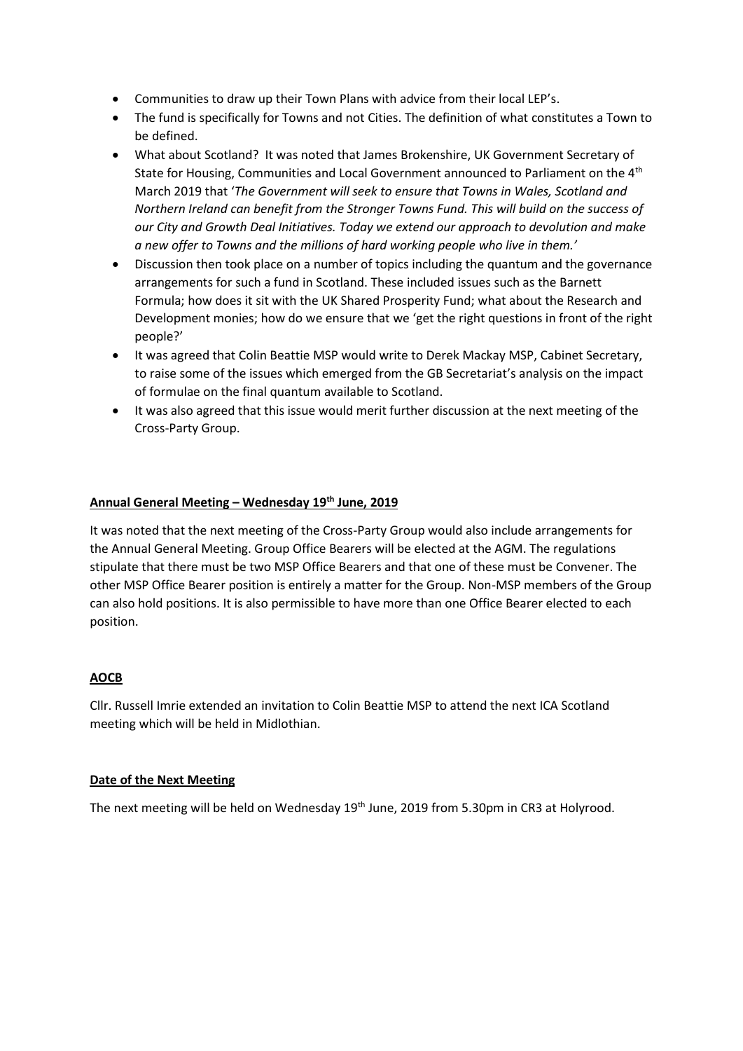- Communities to draw up their Town Plans with advice from their local LEP's.
- The fund is specifically for Towns and not Cities. The definition of what constitutes a Town to be defined.
- What about Scotland? It was noted that James Brokenshire, UK Government Secretary of State for Housing, Communities and Local Government announced to Parliament on the 4th March 2019 that '*The Government will seek to ensure that Towns in Wales, Scotland and Northern Ireland can benefit from the Stronger Towns Fund. This will build on the success of our City and Growth Deal Initiatives. Today we extend our approach to devolution and make a new offer to Towns and the millions of hard working people who live in them.*'
- Discussion then took place on a number of topics including the quantum and the governance arrangements for such a fund in Scotland. These included issues such as the Barnett Formula; how does it sit with the UK Shared Prosperity Fund; what about the Research and Development monies; how do we ensure that we 'get the right questions in front of the right people?'
- It was agreed that Colin Beattie MSP would write to Derek Mackay MSP, Cabinet Secretary, to raise some of the issues which emerged from the GB Secretariat's analysis on the impact of formulae on the final quantum available to Scotland.
- It was also agreed that this issue would merit further discussion at the next meeting of the Cross-Party Group.

**Annual General Meeting – Wednesday 19th June, 2019**

It was noted that the next meeting of the Cross-Party Group would also include arrangements for the Annual General Meeting. Group Office Bearers will be elected at the AGM. The regulations stipulate that there must be two MSP Office Bearers and that one of these must be Convener. The other MSP Office Bearer position is entirely a matter for the Group. Non-MSP members of the Group can also hold positions. It is also permissible to have more than one Office Bearer elected to each position.

**AOCB**

Cllr. Russell Imrie extended an invitation to Colin Beattie MSP to attend the next ICA Scotland meeting which will be held in Midlothian.

**Date of the Next Meeting**

The next meeting will be held on Wednesday 19th June, 2019 from 5.30pm in CR3 at Holyrood.